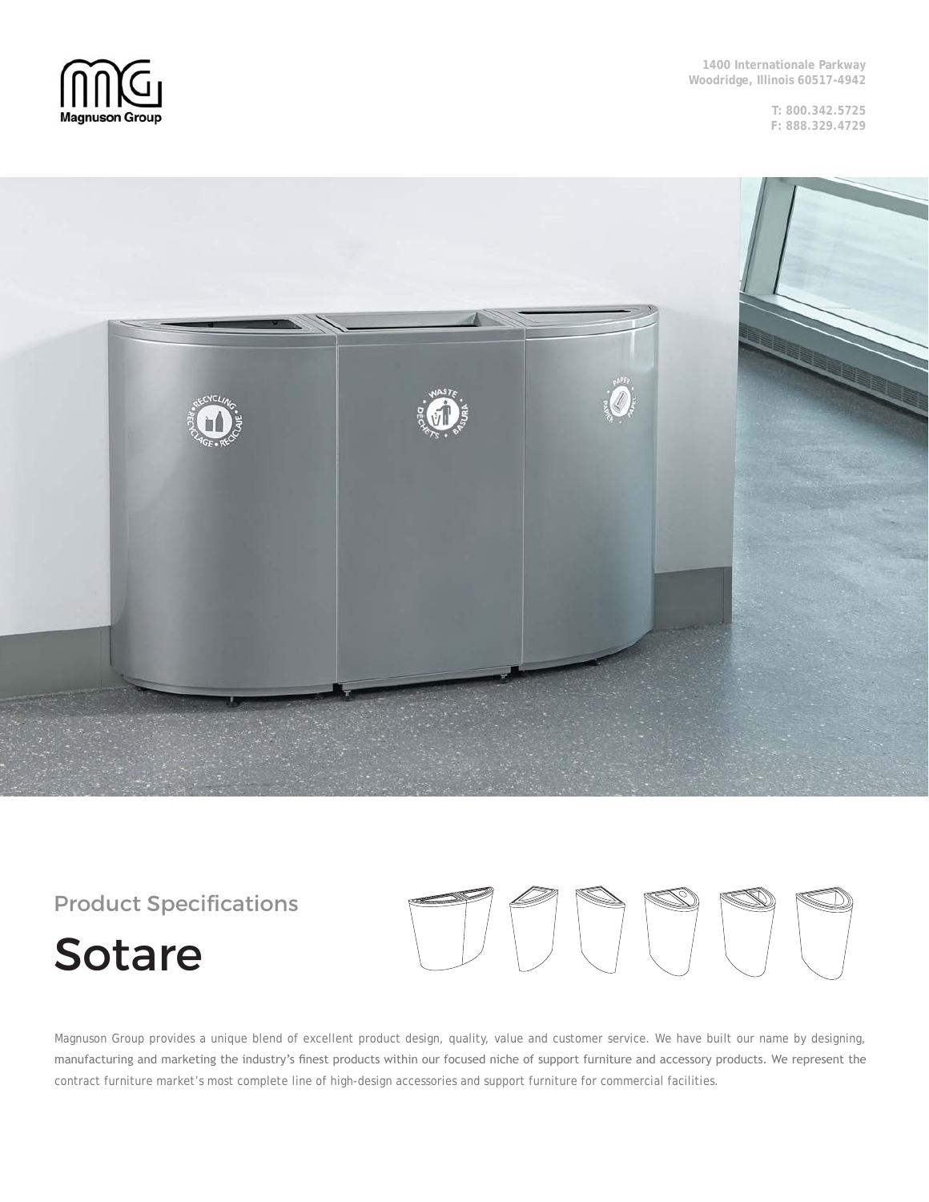Magnuson Group

1400 Internationale Parkway
Woodridge, Illinois 60517-4942

T: 800.342.5725
F: 888.329.4729

## Product Specifications

# Sotare

Magnuson Group provides a unique blend of excellent product design, quality, value and customer service. We have built our name by designing, manufacturing and marketing the industry's finest products within our focused niche of support furniture and accessory products. We represent the contract furniture market's most complete line of high-design accessories and support furniture for commercial facilities.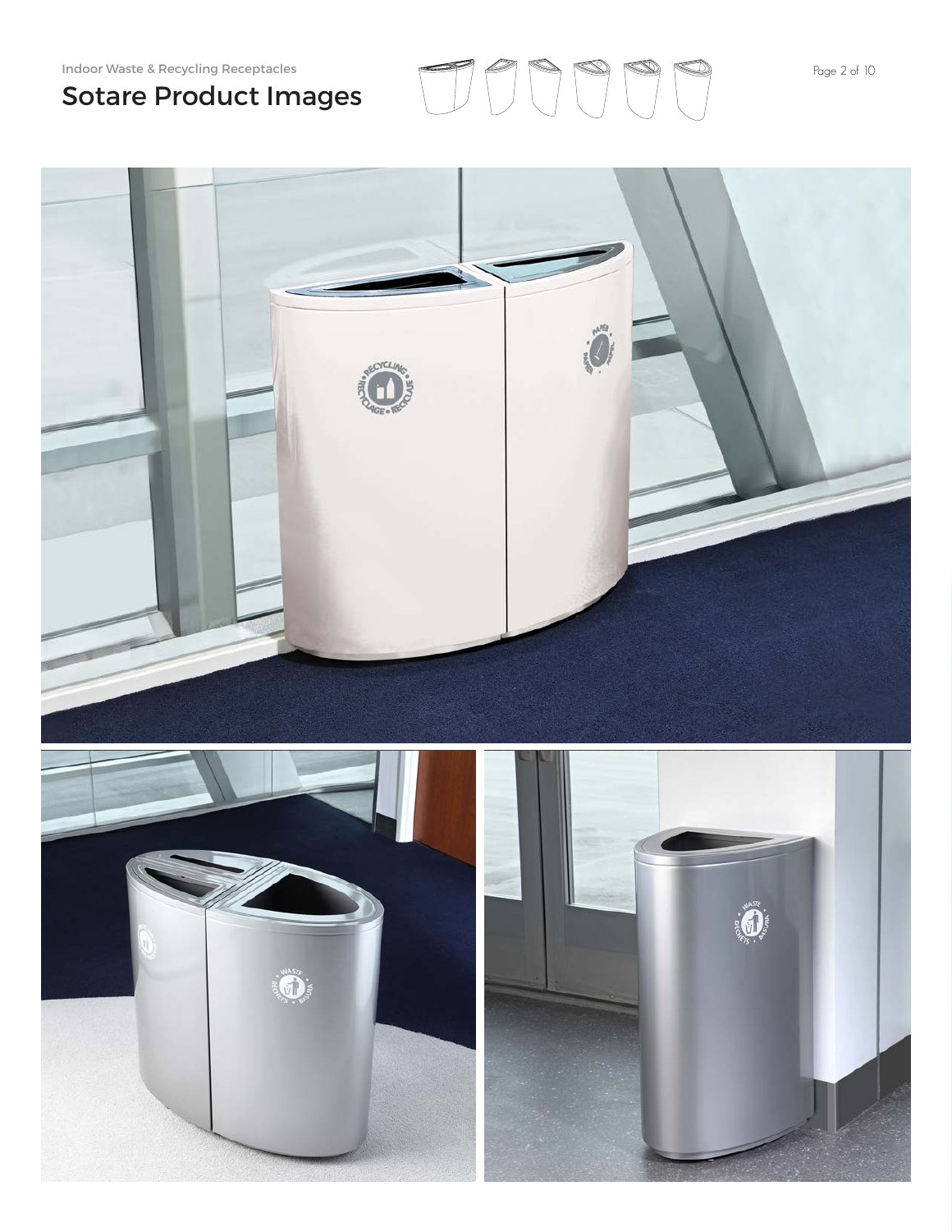Indoor Waste & Recycling Receptacles

# Sotare Product Images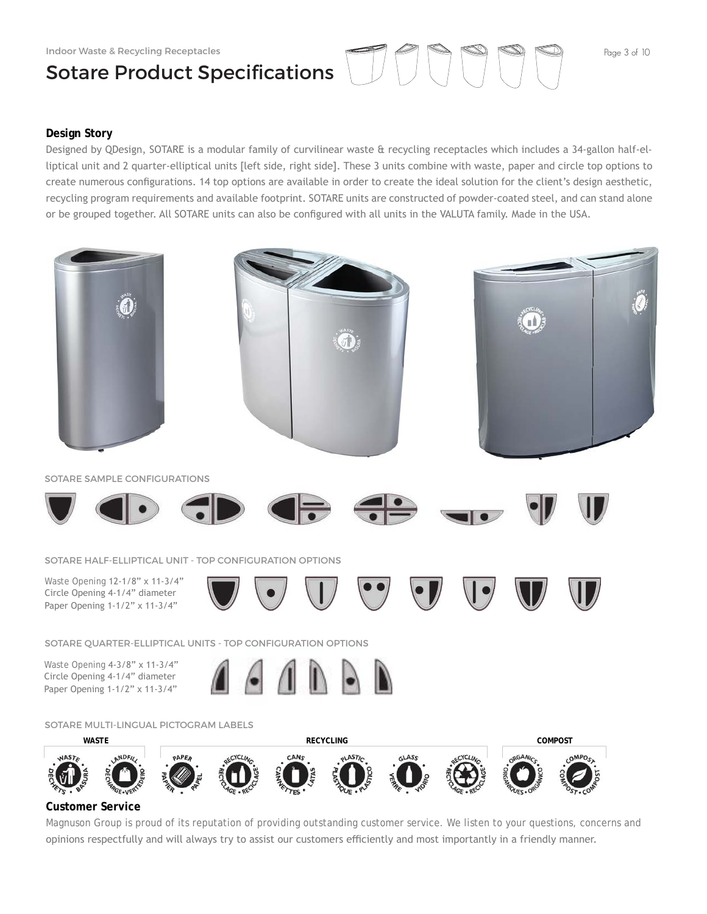# Sotare Product Specifications

## Design Story

Designed by QDesign, SOTARE is a modular family of curvilinear waste & recycling receptacles which includes a 34-gallon half-elliptical unit and 2 quarter-elliptical units [left side, right side]. These 3 units combine with waste, paper and circle top options to create numerous configurations. 14 top options are available in order to create the ideal solution for the client's design aesthetic, recycling program requirements and available footprint. SOTARE units are constructed of powder-coated steel, and can stand alone or be grouped together. All SOTARE units can also be configured with all units in the VALUTA family. Made in the USA.

### SOTARE SAMPLE CONFIGURATIONS

### SOTARE HALF-ELLIPTICAL UNIT - TOP CONFIGURATION OPTIONS

Waste Opening 12-1/8" x 11-3/4"
Circle Opening 4-1/4" diameter
Paper Opening 1-1/2" x 11-3/4"

### SOTARE QUARTER-ELLIPTICAL UNITS - TOP CONFIGURATION OPTIONS

Waste Opening 4-3/8" x 11-3/4"
Circle Opening 4-1/4" diameter
Paper Opening 1-1/2" x 11-3/4"

### SOTARE MULTI-LINGUAL PICTOGRAM LABELS

**WASTE** | **RECYCLING** | **COMPOST**

## Customer Service

Magnuson Group is proud of its reputation of providing outstanding customer service. We listen to your questions, concerns and opinions respectfully and will always try to assist our customers efficiently and most importantly in a friendly manner.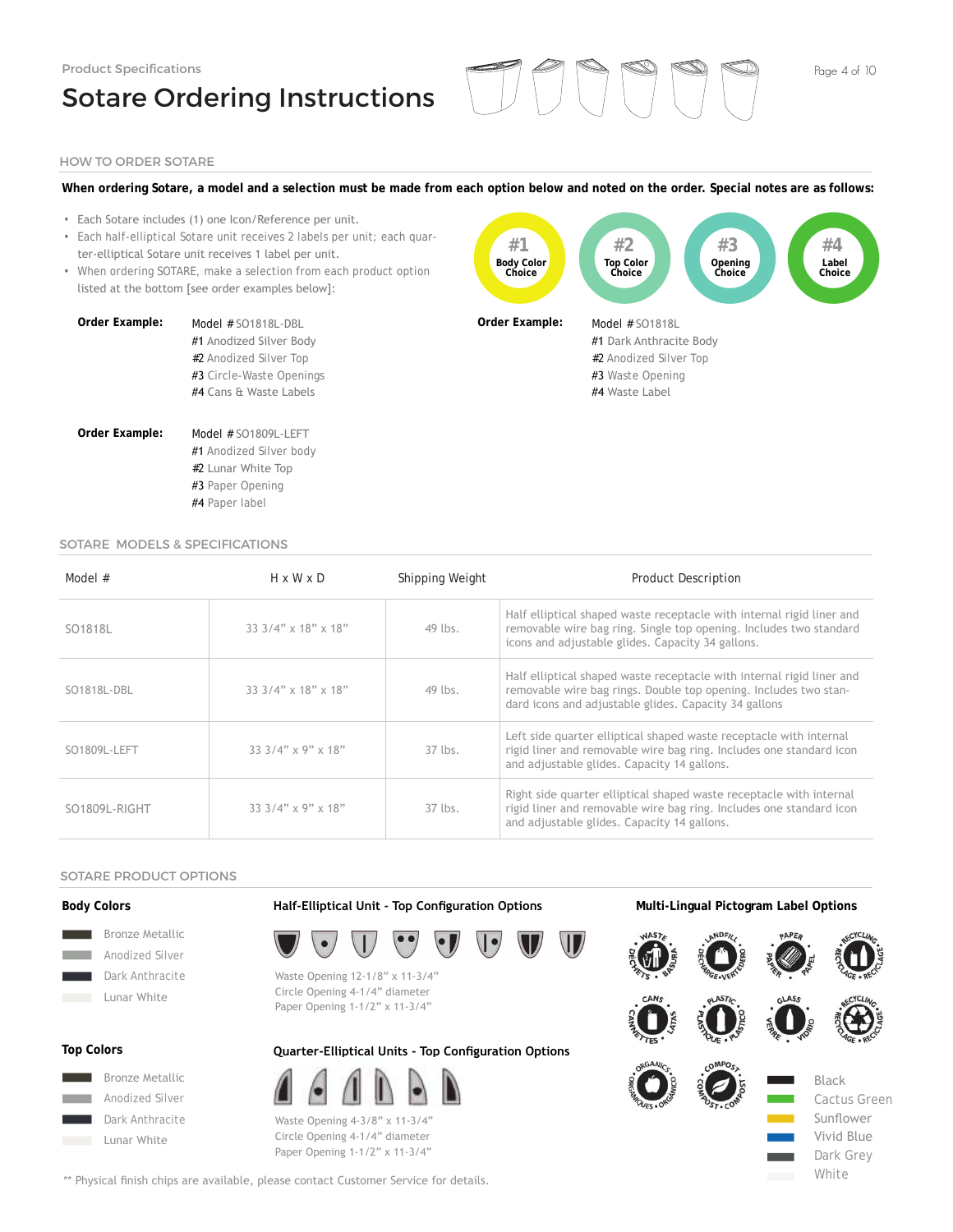Product Specifications

# Sotare Ordering Instructions

## HOW TO ORDER SOTARE

**When ordering Sotare, a model and a selection must be made from each option below and noted on the order. Special notes are as follows:**

- Each Sotare includes (1) one Icon/Reference per unit.
- Each half-elliptical Sotare unit receives 2 labels per unit; each quarter-elliptical Sotare unit receives 1 label per unit.
- When ordering SOTARE, make a selection from each product option listed at the bottom [see order examples below]:

**#1** Body Color Choice — **#2** Top Color Choice — **#3** Opening Choice — **#4** Label Choice

**Order Example:**
Model # SO1818L-DBL
#1 Anodized Silver Body
#2 Anodized Silver Top
#3 Circle-Waste Openings
#4 Cans & Waste Labels

**Order Example:**
Model # SO1818L
#1 Dark Anthracite Body
#2 Anodized Silver Top
#3 Waste Opening
#4 Waste Label

**Order Example:**
Model # SO1809L-LEFT
#1 Anodized Silver body
#2 Lunar White Top
#3 Paper Opening
#4 Paper label

## SOTARE MODELS & SPECIFICATIONS

| Model # | H x W x D | Shipping Weight | Product Description |
|---|---|---|---|
| SO1818L | 33 3/4" x 18" x 18" | 49 lbs. | Half elliptical shaped waste receptacle with internal rigid liner and removable wire bag ring. Single top opening. Includes two standard icons and adjustable glides. Capacity 34 gallons. |
| SO1818L-DBL | 33 3/4" x 18" x 18" | 49 lbs. | Half elliptical shaped waste receptacle with internal rigid liner and removable wire bag rings. Double top opening. Includes two standard icons and adjustable glides. Capacity 34 gallons |
| SO1809L-LEFT | 33 3/4" x 9" x 18" | 37 lbs. | Left side quarter elliptical shaped waste receptacle with internal rigid liner and removable wire bag ring. Includes one standard icon and adjustable glides. Capacity 14 gallons. |
| SO1809L-RIGHT | 33 3/4" x 9" x 18" | 37 lbs. | Right side quarter elliptical shaped waste receptacle with internal rigid liner and removable wire bag ring. Includes one standard icon and adjustable glides. Capacity 14 gallons. |

## SOTARE PRODUCT OPTIONS

### Body Colors

- Bronze Metallic
- Anodized Silver
- Dark Anthracite
- Lunar White

### Top Colors

- Bronze Metallic
- Anodized Silver
- Dark Anthracite
- Lunar White

### Half-Elliptical Unit - Top Configuration Options

Waste Opening 12-1/8" x 11-3/4"
Circle Opening 4-1/4" diameter
Paper Opening 1-1/2" x 11-3/4"

### Quarter-Elliptical Units - Top Configuration Options

Waste Opening 4-3/8" x 11-3/4"
Circle Opening 4-1/4" diameter
Paper Opening 1-1/2" x 11-3/4"

### Multi-Lingual Pictogram Label Options

- WASTE • DÉCHETS • BASURA
- LANDFILL • DÉCHARGE • VERTEDERO
- PAPER • PAPIER • PAPEL
- RECYCLING • RECYCLAGE • RECICLAJE
- CANS • CANETTES • LATAS
- PLASTIC • PLASTIQUE • PLÁSTICO
- GLASS • VERRE • VIDRIO
- RECYCLING • RECYCLAGE • RECICLAJE
- ORGANICS • ORGANIQUES • ORGÁNICO
- COMPOST • COMPOST • COMPOST

Label colors:

- Black
- Cactus Green
- Sunflower
- Vivid Blue
- Dark Grey
- White

** Physical finish chips are available, please contact Customer Service for details.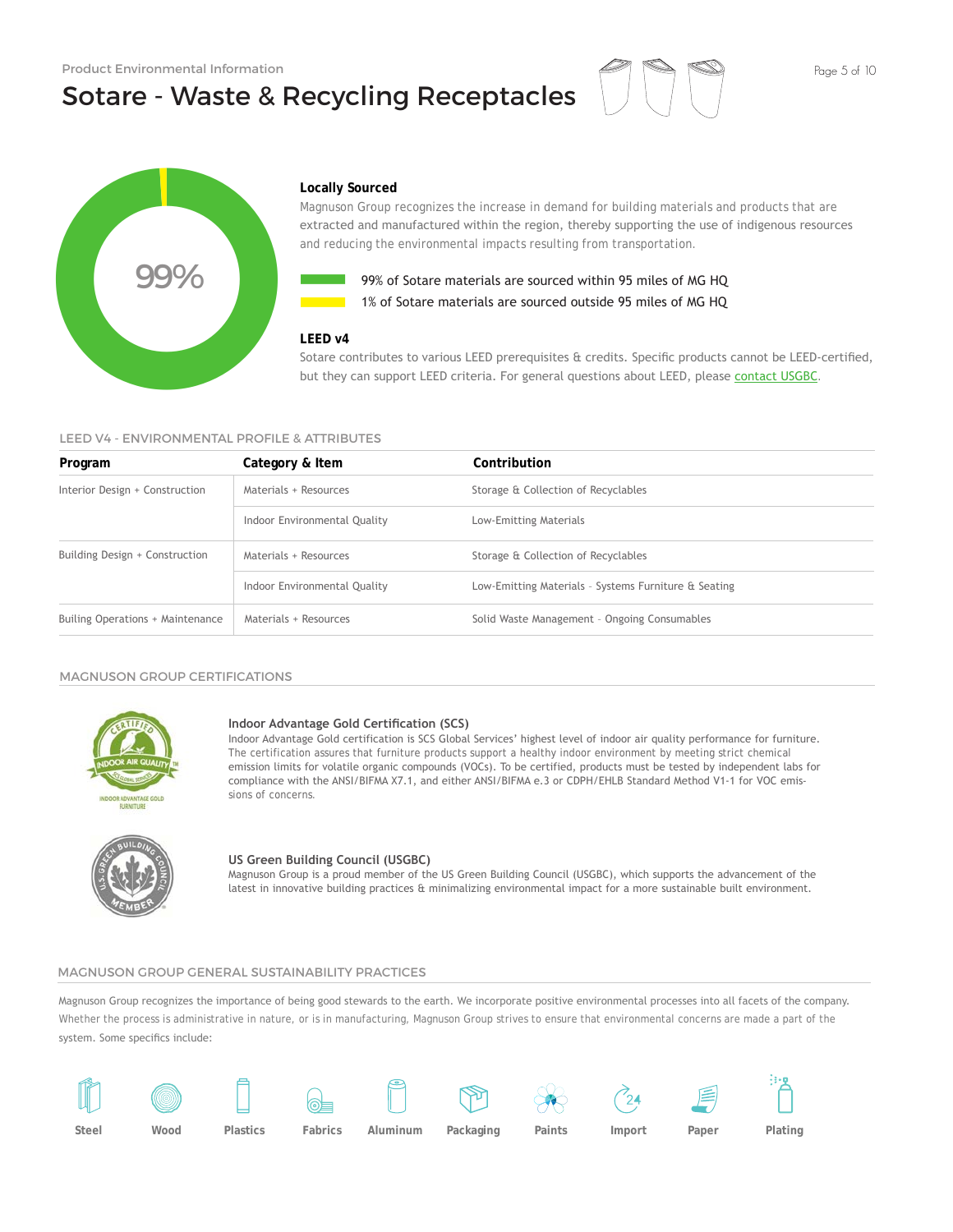Product Environmental Information

# Sotare - Waste & Recycling Receptacles

99%

### Locally Sourced

Magnuson Group recognizes the increase in demand for building materials and products that are extracted and manufactured within the region, thereby supporting the use of indigenous resources and reducing the environmental impacts resulting from transportation.

- 99% of Sotare materials are sourced within 95 miles of MG HQ
- 1% of Sotare materials are sourced outside 95 miles of MG HQ

### LEED v4

Sotare contributes to various LEED prerequisites & credits. Specific products cannot be LEED-certified, but they can support LEED criteria. For general questions about LEED, please contact USGBC.

## LEED V4 - ENVIRONMENTAL PROFILE & ATTRIBUTES

| Program | Category & Item | Contribution |
|---|---|---|
| Interior Design + Construction | Materials + Resources | Storage & Collection of Recyclables |
| | Indoor Environmental Quality | Low-Emitting Materials |
| Building Design + Construction | Materials + Resources | Storage & Collection of Recyclables |
| | Indoor Environmental Quality | Low-Emitting Materials - Systems Furniture & Seating |
| Builing Operations + Maintenance | Materials + Resources | Solid Waste Management - Ongoing Consumables |

## MAGNUSON GROUP CERTIFICATIONS

### Indoor Advantage Gold Certification (SCS)

Indoor Advantage Gold certification is SCS Global Services' highest level of indoor air quality performance for furniture. The certification assures that furniture products support a healthy indoor environment by meeting strict chemical emission limits for volatile organic compounds (VOCs). To be certified, products must be tested by independent labs for compliance with the ANSI/BIFMA X7.1, and either ANSI/BIFMA e.3 or CDPH/EHLB Standard Method V1-1 for VOC emissions of concerns.

### US Green Building Council (USGBC)

Magnuson Group is a proud member of the US Green Building Council (USGBC), which supports the advancement of the latest in innovative building practices & minimalizing environmental impact for a more sustainable built environment.

## MAGNUSON GROUP GENERAL SUSTAINABILITY PRACTICES

Magnuson Group recognizes the importance of being good stewards to the earth. We incorporate positive environmental processes into all facets of the company. Whether the process is administrative in nature, or is in manufacturing, Magnuson Group strives to ensure that environmental concerns are made a part of the system. Some specifics include:

Steel | Wood | Plastics | Fabrics | Aluminum | Packaging | Paints | Import | Paper | Plating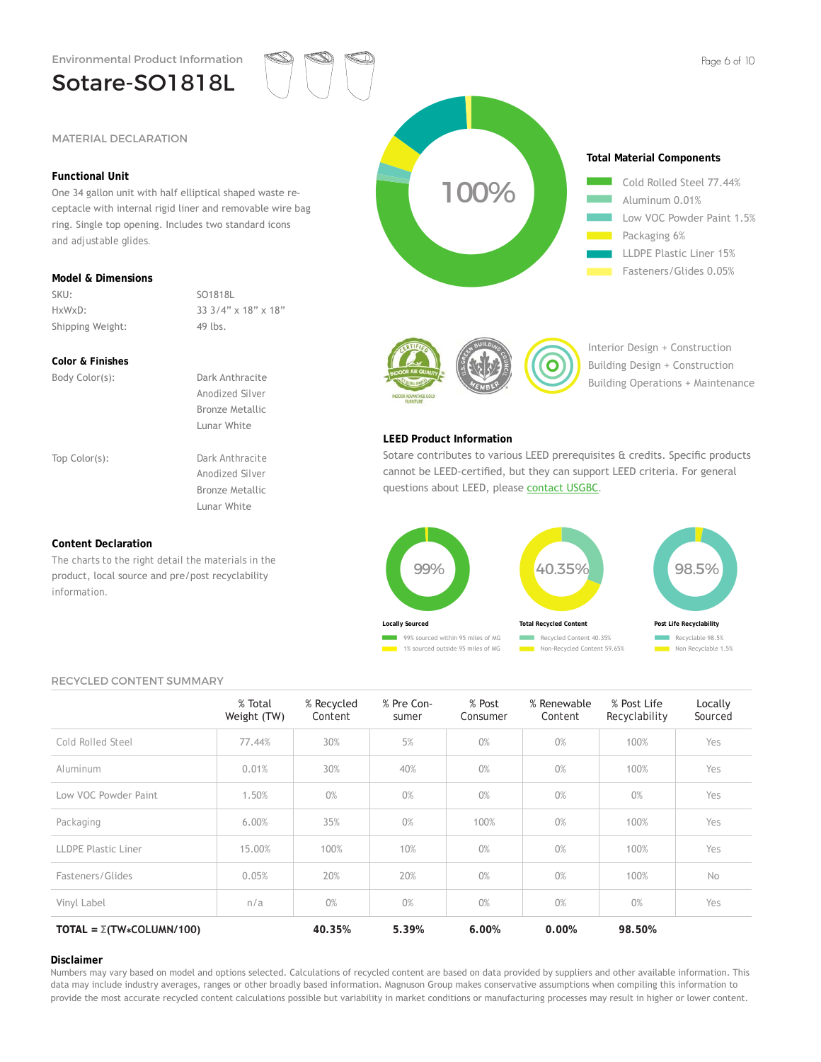Environmental Product Information

# Sotare-SO1818L

## MATERIAL DECLARATION

### Functional Unit

One 34 gallon unit with half elliptical shaped waste receptacle with internal rigid liner and removable wire bag ring. Single top opening. Includes two standard icons and adjustable glides.

### Model & Dimensions

| | |
|---|---|
| SKU: | SO1818L |
| HxWxD: | 33 3/4" x 18" x 18" |
| Shipping Weight: | 49 lbs. |

### Color & Finishes

Body Color(s):
- Dark Anthracite
- Anodized Silver
- Bronze Metallic
- Lunar White

Top Color(s):
- Dark Anthracite
- Anodized Silver
- Bronze Metallic
- Lunar White

### Content Declaration

The charts to the right detail the materials in the product, local source and pre/post recyclability information.

100%

### Total Material Components

- Cold Rolled Steel 77.44%
- Aluminum 0.01%
- Low VOC Powder Paint 1.5%
- Packaging 6%
- LLDPE Plastic Liner 15%
- Fasteners/Glides 0.05%

Interior Design + Construction
Building Design + Construction
Building Operations + Maintenance

### LEED Product Information

Sotare contributes to various LEED prerequisites & credits. Specific products cannot be LEED-certified, but they can support LEED criteria. For general questions about LEED, please contact USGBC.

**Locally Sourced** — 99%
- 99% sourced within 95 miles of MG
- 1% sourced outside 95 miles of MG

**Total Recycled Content** — 40.35%
- Recycled Content 40.35%
- Non-Recycled Content 59.65%

**Post Life Recyclability** — 98.5%
- Recyclable 98.5%
- Non Recyclable 1.5%

## RECYCLED CONTENT SUMMARY

| | % Total Weight (TW) | % Recycled Content | % Pre Consumer | % Post Consumer | % Renewable Content | % Post Life Recyclability | Locally Sourced |
|---|---|---|---|---|---|---|---|
| Cold Rolled Steel | 77.44% | 30% | 5% | 0% | 0% | 100% | Yes |
| Aluminum | 0.01% | 30% | 40% | 0% | 0% | 100% | Yes |
| Low VOC Powder Paint | 1.50% | 0% | 0% | 0% | 0% | 0% | Yes |
| Packaging | 6.00% | 35% | 0% | 100% | 0% | 100% | Yes |
| LLDPE Plastic Liner | 15.00% | 100% | 10% | 0% | 0% | 100% | Yes |
| Fasteners/Glides | 0.05% | 20% | 20% | 0% | 0% | 100% | No |
| Vinyl Label | n/a | 0% | 0% | 0% | 0% | 0% | Yes |
| **TOTAL = Σ(TW*COLUMN/100)** | | **40.35%** | **5.39%** | **6.00%** | **0.00%** | **98.50%** | |

### Disclaimer

Numbers may vary based on model and options selected. Calculations of recycled content are based on data provided by suppliers and other available information. This data may include industry averages, ranges or other broadly based information. Magnuson Group makes conservative assumptions when compiling this information to provide the most accurate recycled content calculations possible but variability in market conditions or manufacturing processes may result in higher or lower content.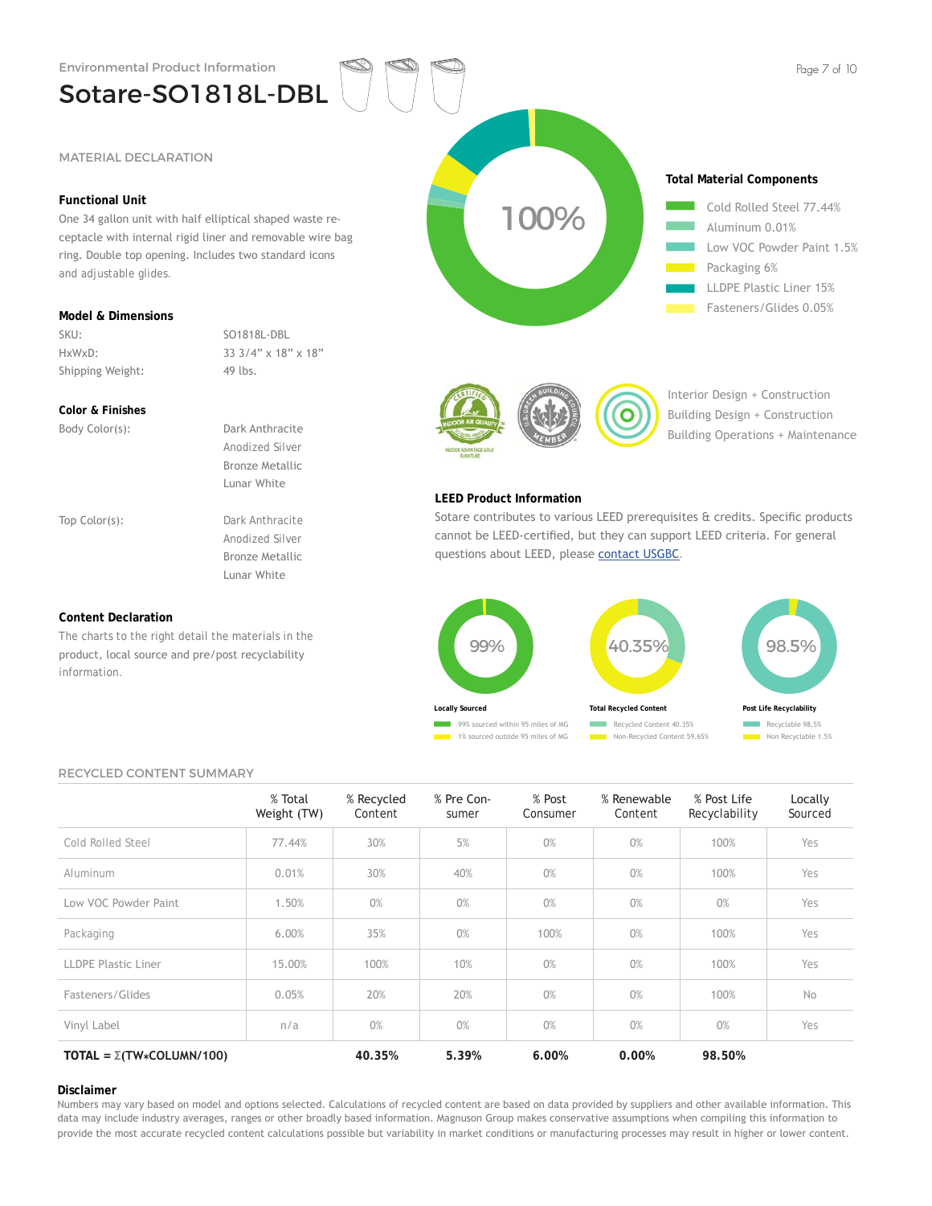Environmental Product Information

# Sotare-SO1818L-DBL

## MATERIAL DECLARATION

### Functional Unit

One 34 gallon unit with half elliptical shaped waste receptacle with internal rigid liner and removable wire bag ring. Double top opening. Includes two standard icons and adjustable glides.

### Model & Dimensions

| | |
|---|---|
| SKU: | SO1818L-DBL |
| HxWxD: | 33 3/4" x 18" x 18" |
| Shipping Weight: | 49 lbs. |

### Color & Finishes

| | |
|---|---|
| Body Color(s): | Dark Anthracite<br>Anodized Silver<br>Bronze Metallic<br>Lunar White |
| Top Color(s): | Dark Anthracite<br>Anodized Silver<br>Bronze Metallic<br>Lunar White |

### Content Declaration

The charts to the right detail the materials in the product, local source and pre/post recyclability information.

100%

### Total Material Components

- Cold Rolled Steel 77.44%
- Aluminum 0.01%
- Low VOC Powder Paint 1.5%
- Packaging 6%
- LLDPE Plastic Liner 15%
- Fasteners/Glides 0.05%

Interior Design + Construction
Building Design + Construction
Building Operations + Maintenance

### LEED Product Information

Sotare contributes to various LEED prerequisites & credits. Specific products cannot be LEED-certified, but they can support LEED criteria. For general questions about LEED, please contact USGBC.

**Locally Sourced** — 99%
- 99% sourced within 95 miles of MG
- 1% sourced outside 95 miles of MG

**Total Recycled Content** — 40.35%
- Recycled Content 40.35%
- Non-Recycled Content 59.65%

**Post Life Recyclability** — 98.5%
- Recyclable 98.5%
- Non Recyclable 1.5%

## RECYCLED CONTENT SUMMARY

| | % Total Weight (TW) | % Recycled Content | % Pre Consumer | % Post Consumer | % Renewable Content | % Post Life Recyclability | Locally Sourced |
|---|---|---|---|---|---|---|---|
| Cold Rolled Steel | 77.44% | 30% | 5% | 0% | 0% | 100% | Yes |
| Aluminum | 0.01% | 30% | 40% | 0% | 0% | 100% | Yes |
| Low VOC Powder Paint | 1.50% | 0% | 0% | 0% | 0% | 0% | Yes |
| Packaging | 6.00% | 35% | 0% | 100% | 0% | 100% | Yes |
| LLDPE Plastic Liner | 15.00% | 100% | 10% | 0% | 0% | 100% | Yes |
| Fasteners/Glides | 0.05% | 20% | 20% | 0% | 0% | 100% | No |
| Vinyl Label | n/a | 0% | 0% | 0% | 0% | 0% | Yes |
| **TOTAL = Σ(TW*COLUMN/100)** | | **40.35%** | **5.39%** | **6.00%** | **0.00%** | **98.50%** | |

### Disclaimer

Numbers may vary based on model and options selected. Calculations of recycled content are based on data provided by suppliers and other available information. This data may include industry averages, ranges or other broadly based information. Magnuson Group makes conservative assumptions when compiling this information to provide the most accurate recycled content calculations possible but variability in market conditions or manufacturing processes may result in higher or lower content.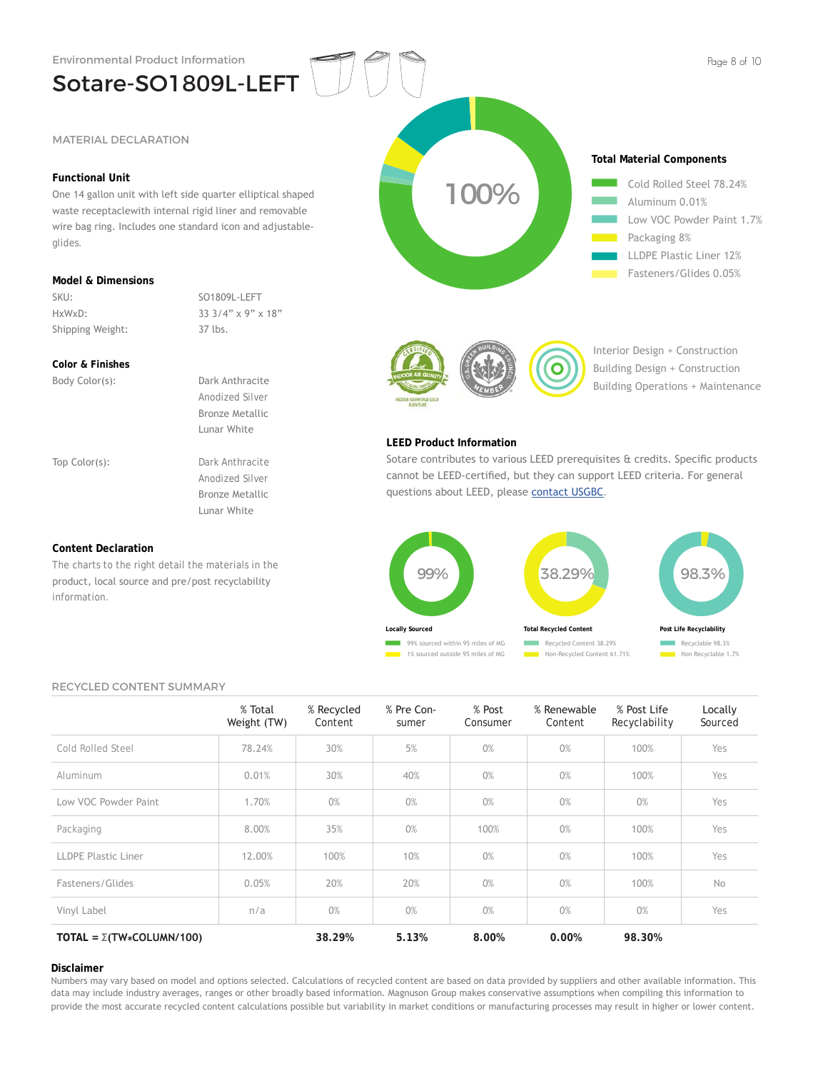Environmental Product Information

# Sotare-SO1809L-LEFT

## MATERIAL DECLARATION

### Functional Unit

One 14 gallon unit with left side quarter elliptical shaped waste receptaclewith internal rigid liner and removable wire bag ring. Includes one standard icon and adjustable-glides.

### Model & Dimensions

| | |
|---|---|
| SKU: | SO1809L-LEFT |
| HxWxD: | 33 3/4" x 9" x 18" |
| Shipping Weight: | 37 lbs. |

### Color & Finishes

| | |
|---|---|
| Body Color(s): | Dark Anthracite<br>Anodized Silver<br>Bronze Metallic<br>Lunar White |
| Top Color(s): | Dark Anthracite<br>Anodized Silver<br>Bronze Metallic<br>Lunar White |

### Content Declaration

The charts to the right detail the materials in the product, local source and pre/post recyclability information.

100%

### Total Material Components

- Cold Rolled Steel 78.24%
- Aluminum 0.01%
- Low VOC Powder Paint 1.7%
- Packaging 8%
- LLDPE Plastic Liner 12%
- Fasteners/Glides 0.05%

Interior Design + Construction
Building Design + Construction
Building Operations + Maintenance

### LEED Product Information

Sotare contributes to various LEED prerequisites & credits. Specific products cannot be LEED-certified, but they can support LEED criteria. For general questions about LEED, please contact USGBC.

**Locally Sourced** — 99%
- 99% sourced within 95 miles of MG
- 1% sourced outside 95 miles of MG

**Total Recycled Content** — 38.29%
- Recycled Content 38.29%
- Non-Recycled Content 61.71%

**Post Life Recyclability** — 98.3%
- Recyclable 98.3%
- Non Recyclable 1.7%

## RECYCLED CONTENT SUMMARY

| | % Total Weight (TW) | % Recycled Content | % Pre Con-sumer | % Post Consumer | % Renewable Content | % Post Life Recyclability | Locally Sourced |
|---|---|---|---|---|---|---|---|
| Cold Rolled Steel | 78.24% | 30% | 5% | 0% | 0% | 100% | Yes |
| Aluminum | 0.01% | 30% | 40% | 0% | 0% | 100% | Yes |
| Low VOC Powder Paint | 1.70% | 0% | 0% | 0% | 0% | 0% | Yes |
| Packaging | 8.00% | 35% | 0% | 100% | 0% | 100% | Yes |
| LLDPE Plastic Liner | 12.00% | 100% | 10% | 0% | 0% | 100% | Yes |
| Fasteners/Glides | 0.05% | 20% | 20% | 0% | 0% | 100% | No |
| Vinyl Label | n/a | 0% | 0% | 0% | 0% | 0% | Yes |
| **TOTAL = Σ(TW*COLUMN/100)** | | **38.29%** | **5.13%** | **8.00%** | **0.00%** | **98.30%** | |

### Disclaimer

Numbers may vary based on model and options selected. Calculations of recycled content are based on data provided by suppliers and other available information. This data may include industry averages, ranges or other broadly based information. Magnuson Group makes conservative assumptions when compiling this information to provide the most accurate recycled content calculations possible but variability in market conditions or manufacturing processes may result in higher or lower content.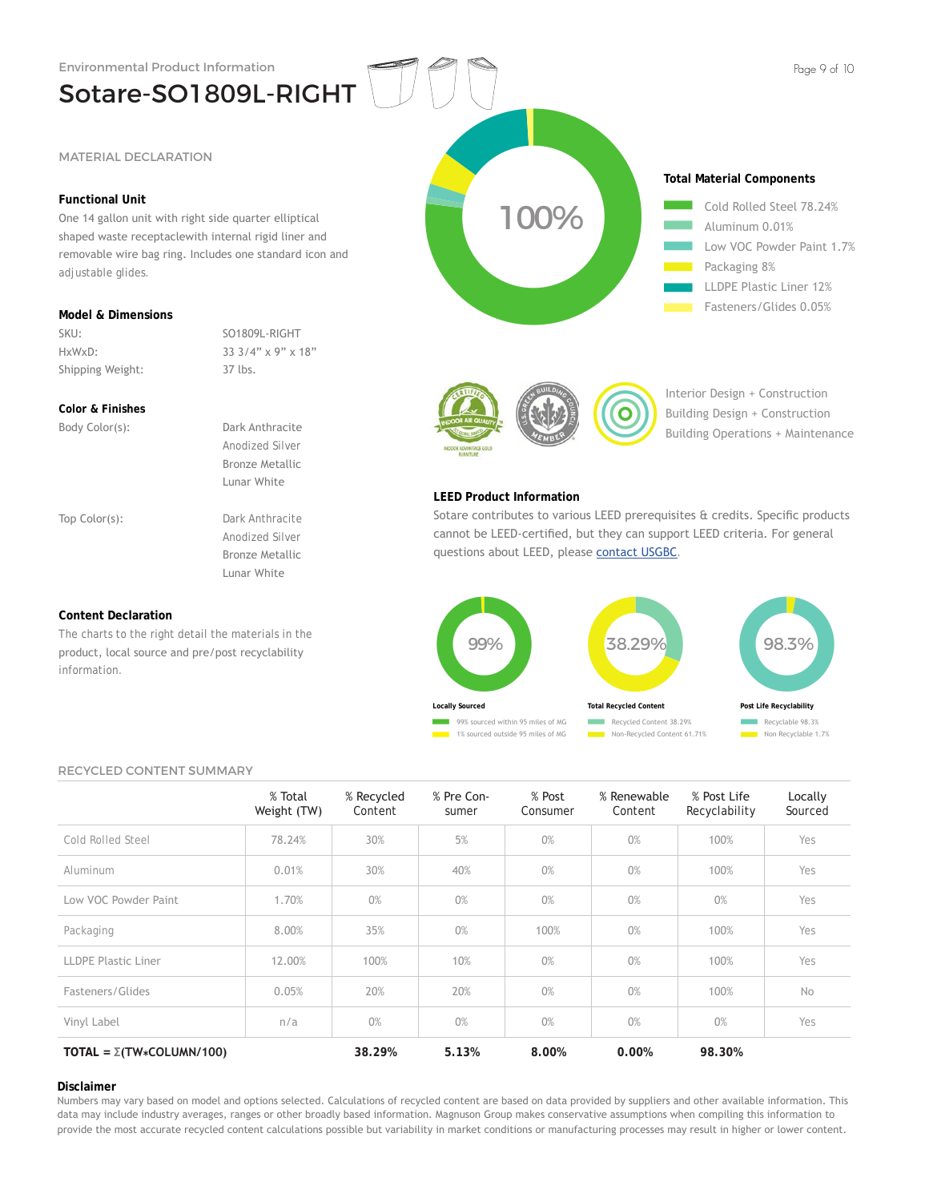Environmental Product Information

# Sotare-SO1809L-RIGHT

## MATERIAL DECLARATION

### Functional Unit

One 14 gallon unit with right side quarter elliptical shaped waste receptaclewith internal rigid liner and removable wire bag ring. Includes one standard icon and adjustable glides.

### Model & Dimensions

| | |
|---|---|
| SKU: | SO1809L-RIGHT |
| HxWxD: | 33 3/4" x 9" x 18" |
| Shipping Weight: | 37 lbs. |

### Color & Finishes

| | |
|---|---|
| Body Color(s): | Dark Anthracite<br>Anodized Silver<br>Bronze Metallic<br>Lunar White |
| Top Color(s): | Dark Anthracite<br>Anodized Silver<br>Bronze Metallic<br>Lunar White |

### Content Declaration

The charts to the right detail the materials in the product, local source and pre/post recyclability information.

100%

### Total Material Components

- Cold Rolled Steel 78.24%
- Aluminum 0.01%
- Low VOC Powder Paint 1.7%
- Packaging 8%
- LLDPE Plastic Liner 12%
- Fasteners/Glides 0.05%

Interior Design + Construction
Building Design + Construction
Building Operations + Maintenance

### LEED Product Information

Sotare contributes to various LEED prerequisites & credits. Specific products cannot be LEED-certified, but they can support LEED criteria. For general questions about LEED, please contact USGBC.

**Locally Sourced** — 99%
- 99% sourced within 95 miles of MG
- 1% sourced outside 95 miles of MG

**Total Recycled Content** — 38.29%
- Recycled Content 38.29%
- Non-Recycled Content 61.71%

**Post Life Recyclability** — 98.3%
- Recyclable 98.3%
- Non Recyclable 1.7%

## RECYCLED CONTENT SUMMARY

| | % Total Weight (TW) | % Recycled Content | % Pre Consumer | % Post Consumer | % Renewable Content | % Post Life Recyclability | Locally Sourced |
|---|---|---|---|---|---|---|---|
| Cold Rolled Steel | 78.24% | 30% | 5% | 0% | 0% | 100% | Yes |
| Aluminum | 0.01% | 30% | 40% | 0% | 0% | 100% | Yes |
| Low VOC Powder Paint | 1.70% | 0% | 0% | 0% | 0% | 0% | Yes |
| Packaging | 8.00% | 35% | 0% | 100% | 0% | 100% | Yes |
| LLDPE Plastic Liner | 12.00% | 100% | 10% | 0% | 0% | 100% | Yes |
| Fasteners/Glides | 0.05% | 20% | 20% | 0% | 0% | 100% | No |
| Vinyl Label | n/a | 0% | 0% | 0% | 0% | 0% | Yes |
| **TOTAL = Σ(TW*COLUMN/100)** | | **38.29%** | **5.13%** | **8.00%** | **0.00%** | **98.30%** | |

### Disclaimer

Numbers may vary based on model and options selected. Calculations of recycled content are based on data provided by suppliers and other available information. This data may include industry averages, ranges or other broadly based information. Magnuson Group makes conservative assumptions when compiling this information to provide the most accurate recycled content calculations possible but variability in market conditions or manufacturing processes may result in higher or lower content.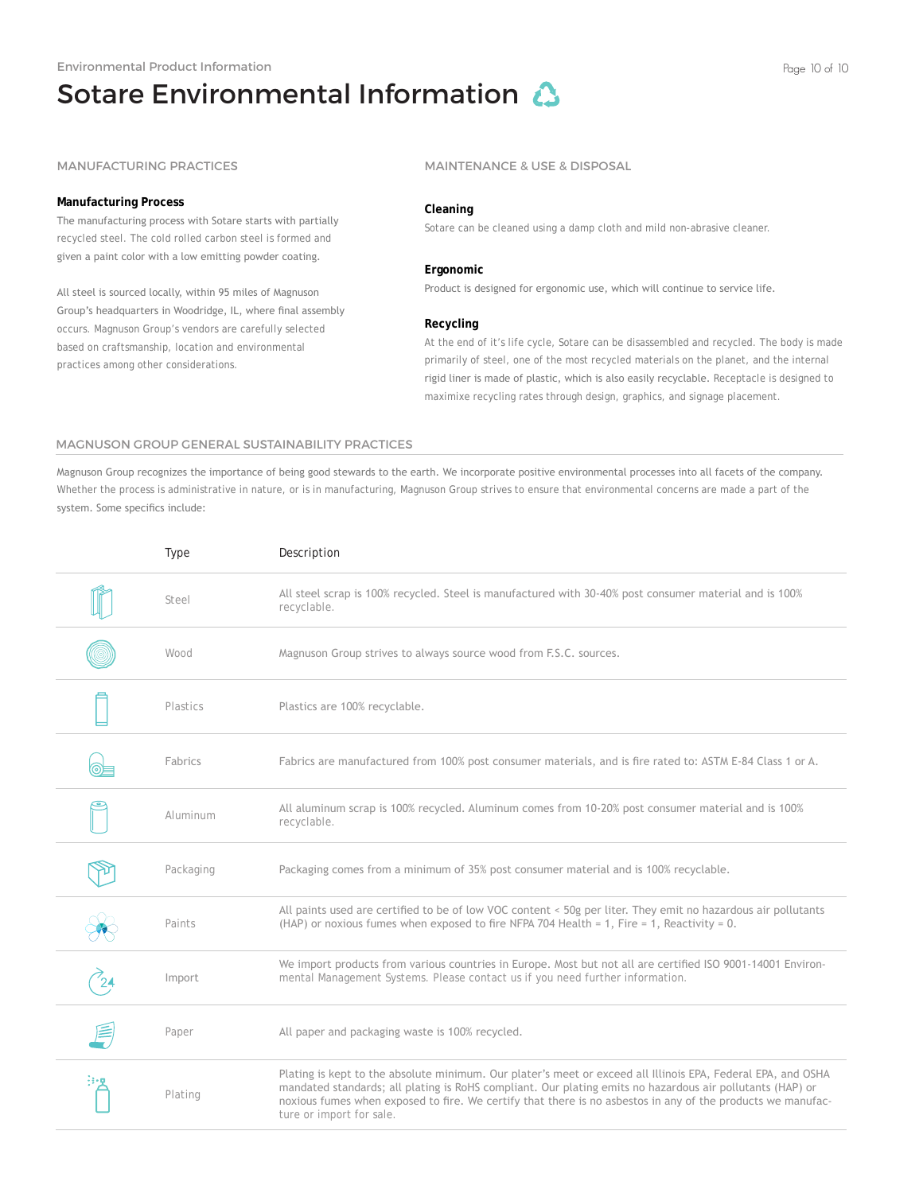Environmental Product Information

# Sotare Environmental Information

## MANUFACTURING PRACTICES

### Manufacturing Process

The manufacturing process with Sotare starts with partially recycled steel. The cold rolled carbon steel is formed and given a paint color with a low emitting powder coating.

All steel is sourced locally, within 95 miles of Magnuson Group's headquarters in Woodridge, IL, where final assembly occurs. Magnuson Group's vendors are carefully selected based on craftsmanship, location and environmental practices among other considerations.

## MAINTENANCE & USE & DISPOSAL

### Cleaning

Sotare can be cleaned using a damp cloth and mild non-abrasive cleaner.

### Ergonomic

Product is designed for ergonomic use, which will continue to service life.

### Recycling

At the end of it's life cycle, Sotare can be disassembled and recycled. The body is made primarily of steel, one of the most recycled materials on the planet, and the internal rigid liner is made of plastic, which is also easily recyclable. Receptacle is designed to maximixe recycling rates through design, graphics, and signage placement.

## MAGNUSON GROUP GENERAL SUSTAINABILITY PRACTICES

Magnuson Group recognizes the importance of being good stewards to the earth. We incorporate positive environmental processes into all facets of the company. Whether the process is administrative in nature, or is in manufacturing, Magnuson Group strives to ensure that environmental concerns are made a part of the system. Some specifics include:

| Type | Description |
|---|---|
| Steel | All steel scrap is 100% recycled. Steel is manufactured with 30-40% post consumer material and is 100% recyclable. |
| Wood | Magnuson Group strives to always source wood from F.S.C. sources. |
| Plastics | Plastics are 100% recyclable. |
| Fabrics | Fabrics are manufactured from 100% post consumer materials, and is fire rated to: ASTM E-84 Class 1 or A. |
| Aluminum | All aluminum scrap is 100% recycled. Aluminum comes from 10-20% post consumer material and is 100% recyclable. |
| Packaging | Packaging comes from a minimum of 35% post consumer material and is 100% recyclable. |
| Paints | All paints used are certified to be of low VOC content < 50g per liter. They emit no hazardous air pollutants (HAP) or noxious fumes when exposed to fire NFPA 704 Health = 1, Fire = 1, Reactivity = 0. |
| Import | We import products from various countries in Europe. Most but not all are certified ISO 9001-14001 Environmental Management Systems. Please contact us if you need further information. |
| Paper | All paper and packaging waste is 100% recycled. |
| Plating | Plating is kept to the absolute minimum. Our plater's meet or exceed all Illinois EPA, Federal EPA, and OSHA mandated standards; all plating is RoHS compliant. Our plating emits no hazardous air pollutants (HAP) or noxious fumes when exposed to fire. We certify that there is no asbestos in any of the products we manufacture or import for sale. |